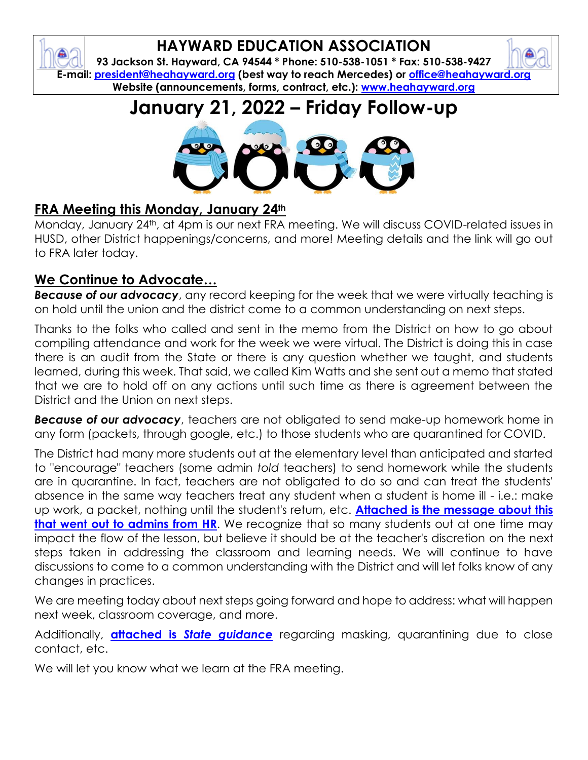# HAYWARD EDUCATION ASSOCIATION

**93 Jackson St. Hayward, CA 94544 * Phone: 510-538-1051 * Fax: 510-538-9427**
**E-mail: president@heahayward.org (best way to reach Mercedes) or office@heahayward.org**
**Website (announcements, forms, contract, etc.): www.heahayward.org**

# January 21, 2022 – Friday Follow-up

## FRA Meeting this Monday, January 24th

Monday, January 24th, at 4pm is our next FRA meeting. We will discuss COVID-related issues in HUSD, other District happenings/concerns, and more! Meeting details and the link will go out to FRA later today.

## We Continue to Advocate…

***Because of our advocacy***, any record keeping for the week that we were virtually teaching is on hold until the union and the district come to a common understanding on next steps.

Thanks to the folks who called and sent in the memo from the District on how to go about compiling attendance and work for the week we were virtual. The District is doing this in case there is an audit from the State or there is any question whether we taught, and students learned, during this week. That said, we called Kim Watts and she sent out a memo that stated that we are to hold off on any actions until such time as there is agreement between the District and the Union on next steps.

***Because of our advocacy***, teachers are not obligated to send make-up homework home in any form (packets, through google, etc.) to those students who are quarantined for COVID.

The District had many more students out at the elementary level than anticipated and started to "encourage" teachers (some admin *told* teachers) to send homework while the students are in quarantine. In fact, teachers are not obligated to do so and can treat the students' absence in the same way teachers treat any student when a student is home ill - i.e.: make up work, a packet, nothing until the student's return, etc. **Attached is the message about this that went out to admins from HR**. We recognize that so many students out at one time may impact the flow of the lesson, but believe it should be at the teacher's discretion on the next steps taken in addressing the classroom and learning needs. We will continue to have discussions to come to a common understanding with the District and will let folks know of any changes in practices.

We are meeting today about next steps going forward and hope to address: what will happen next week, classroom coverage, and more.

Additionally, **attached is *State guidance*** regarding masking, quarantining due to close contact, etc.

We will let you know what we learn at the FRA meeting.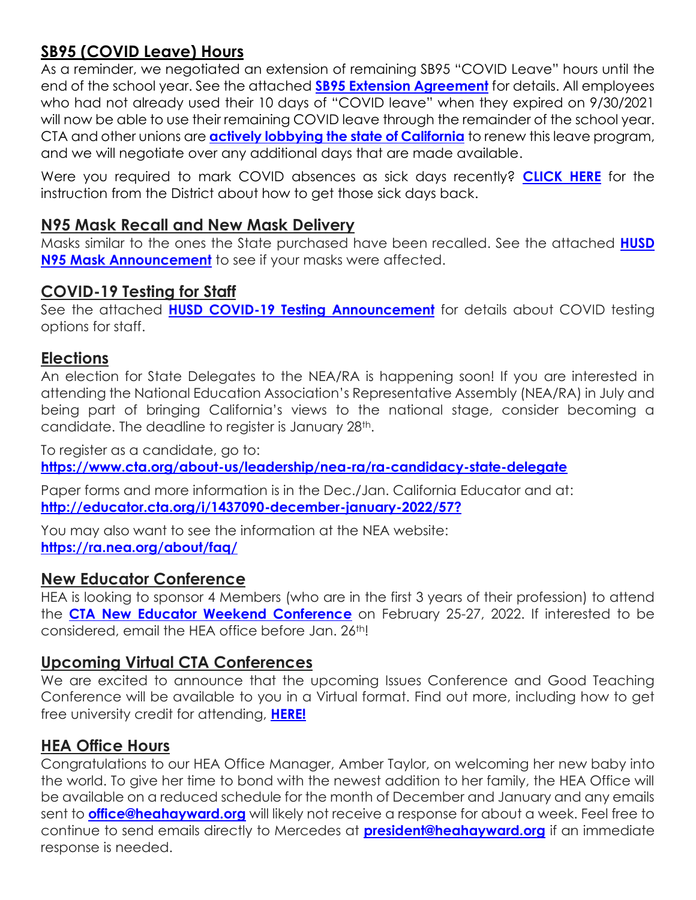## SB95 (COVID Leave) Hours

As a reminder, we negotiated an extension of remaining SB95 "COVID Leave" hours until the end of the school year. See the attached **SB95 Extension Agreement** for details. All employees who had not already used their 10 days of "COVID leave" when they expired on 9/30/2021 will now be able to use their remaining COVID leave through the remainder of the school year. CTA and other unions are **actively lobbying the state of California** to renew this leave program, and we will negotiate over any additional days that are made available.

Were you required to mark COVID absences as sick days recently? **CLICK HERE** for the instruction from the District about how to get those sick days back.

## N95 Mask Recall and New Mask Delivery

Masks similar to the ones the State purchased have been recalled. See the attached **HUSD N95 Mask Announcement** to see if your masks were affected.

## COVID-19 Testing for Staff

See the attached **HUSD COVID-19 Testing Announcement** for details about COVID testing options for staff.

## Elections

An election for State Delegates to the NEA/RA is happening soon! If you are interested in attending the National Education Association's Representative Assembly (NEA/RA) in July and being part of bringing California's views to the national stage, consider becoming a candidate. The deadline to register is January 28th.

To register as a candidate, go to:
**https://www.cta.org/about-us/leadership/nea-ra/ra-candidacy-state-delegate**

Paper forms and more information is in the Dec./Jan. California Educator and at:
**http://educator.cta.org/i/1437090-december-january-2022/57?**

You may also want to see the information at the NEA website:
**https://ra.nea.org/about/faq/**

## New Educator Conference

HEA is looking to sponsor 4 Members (who are in the first 3 years of their profession) to attend the **CTA New Educator Weekend Conference** on February 25-27, 2022. If interested to be considered, email the HEA office before Jan. 26th!

## Upcoming Virtual CTA Conferences

We are excited to announce that the upcoming Issues Conference and Good Teaching Conference will be available to you in a Virtual format. Find out more, including how to get free university credit for attending, **HERE!**

## HEA Office Hours

Congratulations to our HEA Office Manager, Amber Taylor, on welcoming her new baby into the world. To give her time to bond with the newest addition to her family, the HEA Office will be available on a reduced schedule for the month of December and January and any emails sent to **office@heahayward.org** will likely not receive a response for about a week. Feel free to continue to send emails directly to Mercedes at **president@heahayward.org** if an immediate response is needed.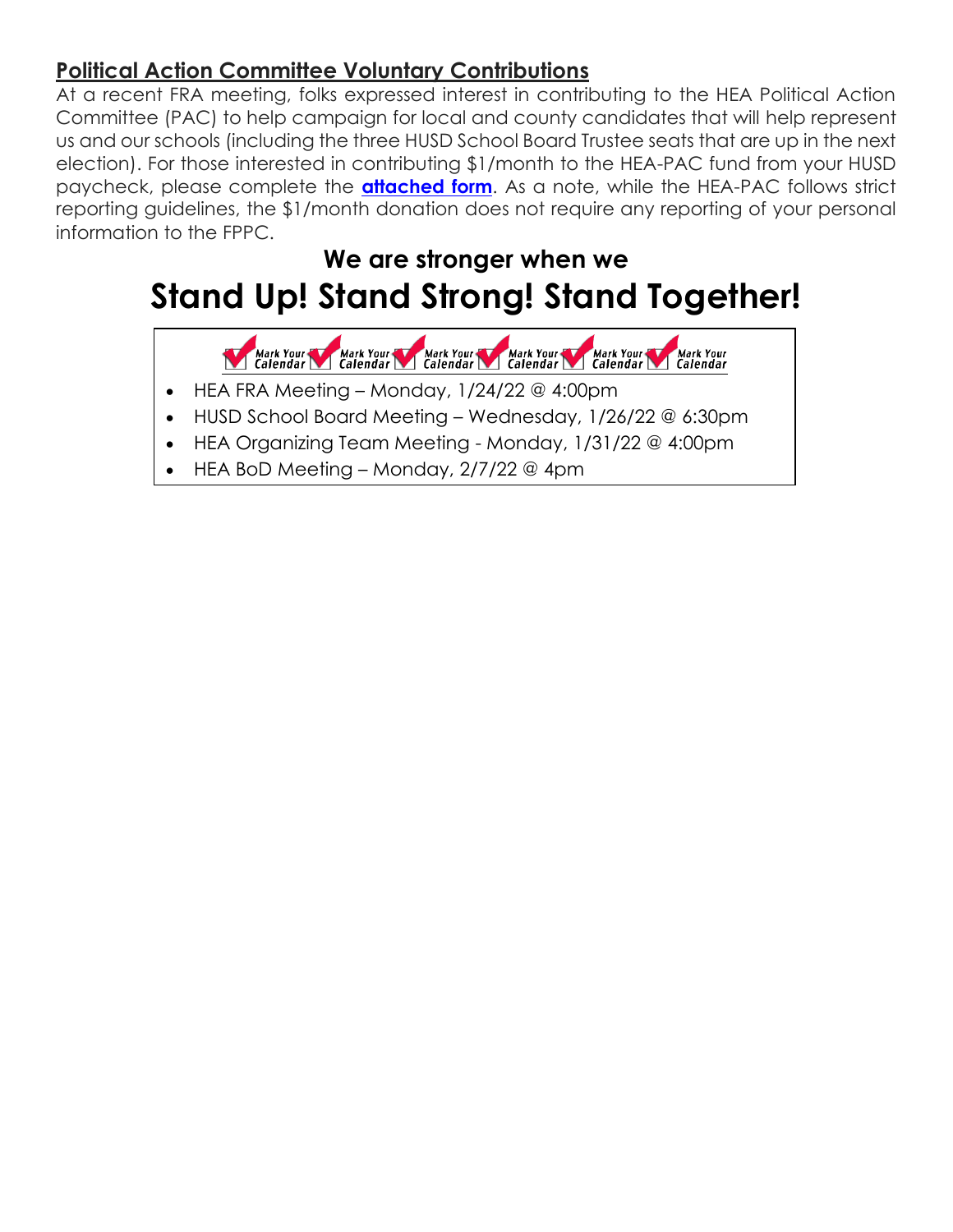## Political Action Committee Voluntary Contributions

At a recent FRA meeting, folks expressed interest in contributing to the HEA Political Action Committee (PAC) to help campaign for local and county candidates that will help represent us and our schools (including the three HUSD School Board Trustee seats that are up in the next election). For those interested in contributing $1/month to the HEA-PAC fund from your HUSD paycheck, please complete the **attached form**. As a note, while the HEA-PAC follows strict reporting guidelines, the $1/month donation does not require any reporting of your personal information to the FPPC.

### We are stronger when we

# Stand Up! Stand Strong! Stand Together!

Mark Your Calendar Mark Your Calendar Mark Your Calendar Mark Your Calendar Mark Your Calendar Mark Your Calendar

- HEA FRA Meeting – Monday, 1/24/22 @ 4:00pm
- HUSD School Board Meeting – Wednesday, 1/26/22 @ 6:30pm
- HEA Organizing Team Meeting - Monday, 1/31/22 @ 4:00pm
- HEA BoD Meeting – Monday, 2/7/22 @ 4pm